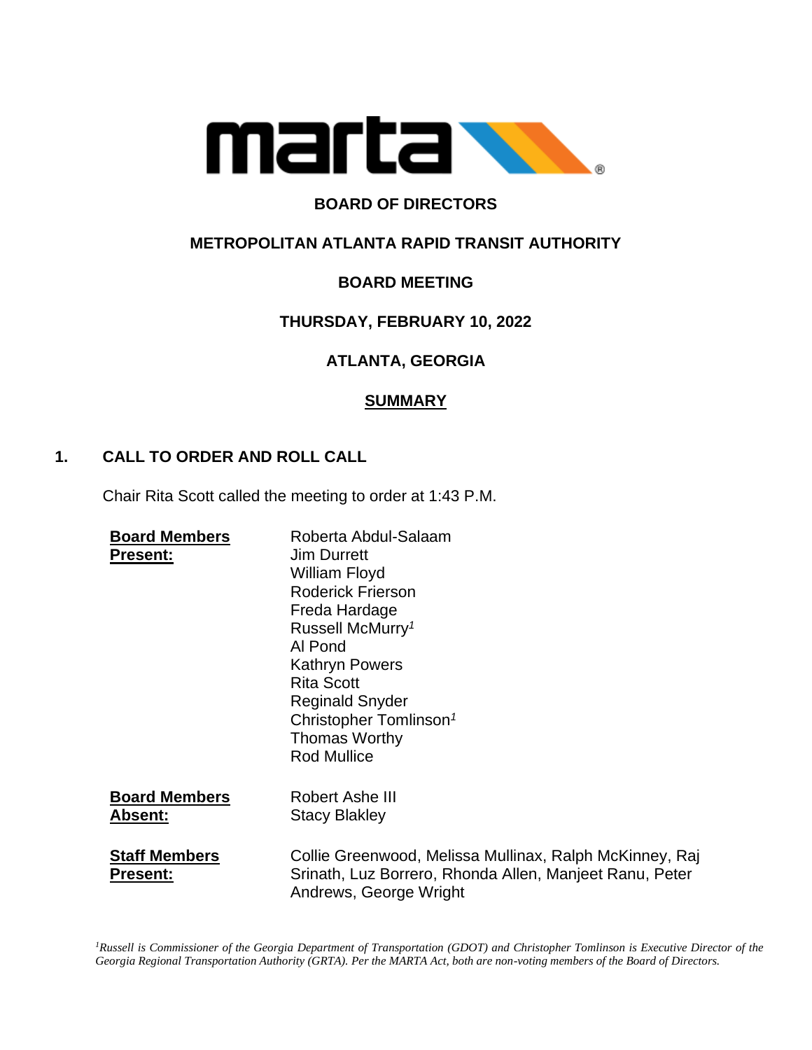# BOARD OF DIRECTORS

## METROPOLITAN ATLANTA RAPID TRANSIT AUTHORITY

## BOARD MEETING

## THURSDAY, FEBRUARY 10, 2022

## ATLANTA, GEORGIA

## SUMMARY

### 1. CALL TO ORDER AND ROLL CALL

Chair Rita Scott called the meeting to order at 1:43 P.M.

**Board Members Present:**
Roberta Abdul-Salaam
Jim Durrett
William Floyd
Roderick Frierson
Freda Hardage
Russell McMurry[1]
Al Pond
Kathryn Powers
Rita Scott
Reginald Snyder
Christopher Tomlinson[1]
Thomas Worthy
Rod Mullice

**Board Members Absent:**
Robert Ashe III
Stacy Blakley

**Staff Members Present:**
Collie Greenwood, Melissa Mullinax, Ralph McKinney, Raj Srinath, Luz Borrero, Rhonda Allen, Manjeet Ranu, Peter Andrews, George Wright

*[1]Russell is Commissioner of the Georgia Department of Transportation (GDOT) and Christopher Tomlinson is Executive Director of the Georgia Regional Transportation Authority (GRTA). Per the MARTA Act, both are non-voting members of the Board of Directors.*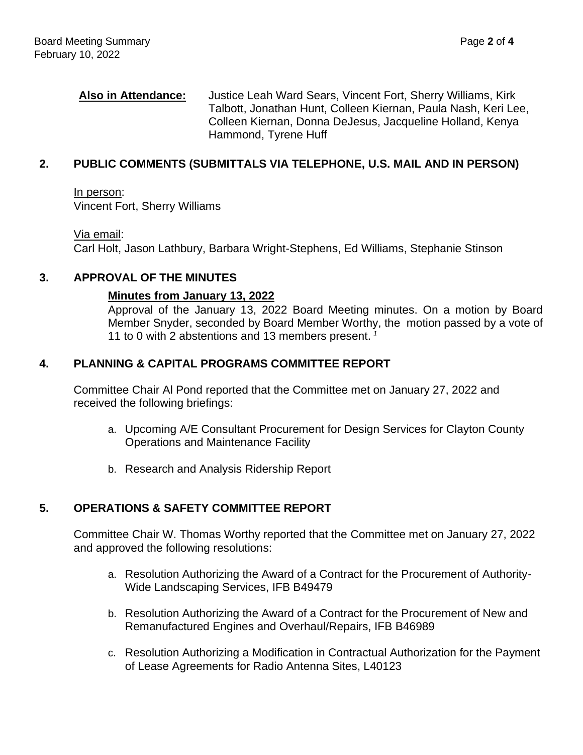**Also in Attendance:** Justice Leah Ward Sears, Vincent Fort, Sherry Williams, Kirk Talbott, Jonathan Hunt, Colleen Kiernan, Paula Nash, Keri Lee, Colleen Kiernan, Donna DeJesus, Jacqueline Holland, Kenya Hammond, Tyrene Huff

## 2. PUBLIC COMMENTS (SUBMITTALS VIA TELEPHONE, U.S. MAIL AND IN PERSON)

In person:
Vincent Fort, Sherry Williams

Via email:
Carl Holt, Jason Lathbury, Barbara Wright-Stephens, Ed Williams, Stephanie Stinson

## 3. APPROVAL OF THE MINUTES

**Minutes from January 13, 2022**

Approval of the January 13, 2022 Board Meeting minutes. On a motion by Board Member Snyder, seconded by Board Member Worthy, the motion passed by a vote of 11 to 0 with 2 abstentions and 13 members present. [1]

## 4. PLANNING & CAPITAL PROGRAMS COMMITTEE REPORT

Committee Chair Al Pond reported that the Committee met on January 27, 2022 and received the following briefings:

a. Upcoming A/E Consultant Procurement for Design Services for Clayton County Operations and Maintenance Facility

b. Research and Analysis Ridership Report

## 5. OPERATIONS & SAFETY COMMITTEE REPORT

Committee Chair W. Thomas Worthy reported that the Committee met on January 27, 2022 and approved the following resolutions:

a. Resolution Authorizing the Award of a Contract for the Procurement of Authority-Wide Landscaping Services, IFB B49479

b. Resolution Authorizing the Award of a Contract for the Procurement of New and Remanufactured Engines and Overhaul/Repairs, IFB B46989

c. Resolution Authorizing a Modification in Contractual Authorization for the Payment of Lease Agreements for Radio Antenna Sites, L40123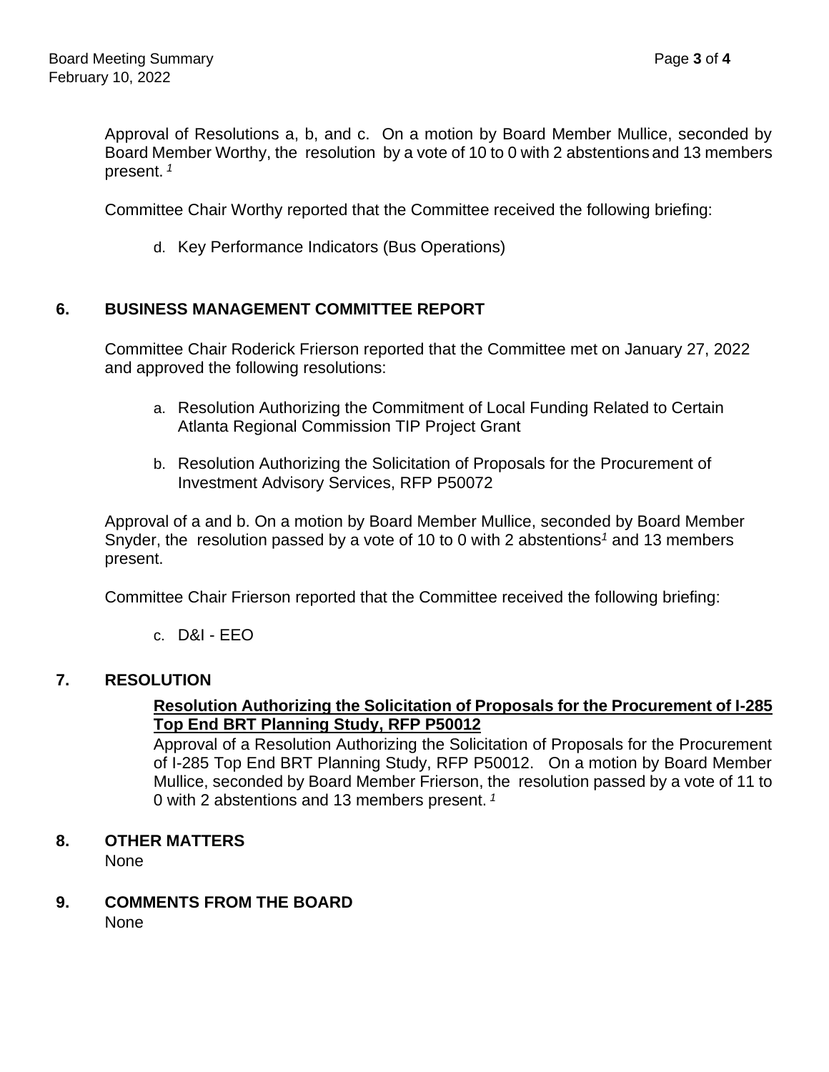Approval of Resolutions a, b, and c. On a motion by Board Member Mullice, seconded by Board Member Worthy, the resolution by a vote of 10 to 0 with 2 abstentions and 13 members present. [1]

Committee Chair Worthy reported that the Committee received the following briefing:

d. Key Performance Indicators (Bus Operations)

## 6. BUSINESS MANAGEMENT COMMITTEE REPORT

Committee Chair Roderick Frierson reported that the Committee met on January 27, 2022 and approved the following resolutions:

a. Resolution Authorizing the Commitment of Local Funding Related to Certain Atlanta Regional Commission TIP Project Grant

b. Resolution Authorizing the Solicitation of Proposals for the Procurement of Investment Advisory Services, RFP P50072

Approval of a and b. On a motion by Board Member Mullice, seconded by Board Member Snyder, the resolution passed by a vote of 10 to 0 with 2 abstentions[1] and 13 members present.

Committee Chair Frierson reported that the Committee received the following briefing:

c. D&I - EEO

## 7. RESOLUTION

**Resolution Authorizing the Solicitation of Proposals for the Procurement of I-285 Top End BRT Planning Study, RFP P50012**

Approval of a Resolution Authorizing the Solicitation of Proposals for the Procurement of I-285 Top End BRT Planning Study, RFP P50012. On a motion by Board Member Mullice, seconded by Board Member Frierson, the resolution passed by a vote of 11 to 0 with 2 abstentions and 13 members present. [1]

## 8. OTHER MATTERS

None

## 9. COMMENTS FROM THE BOARD

None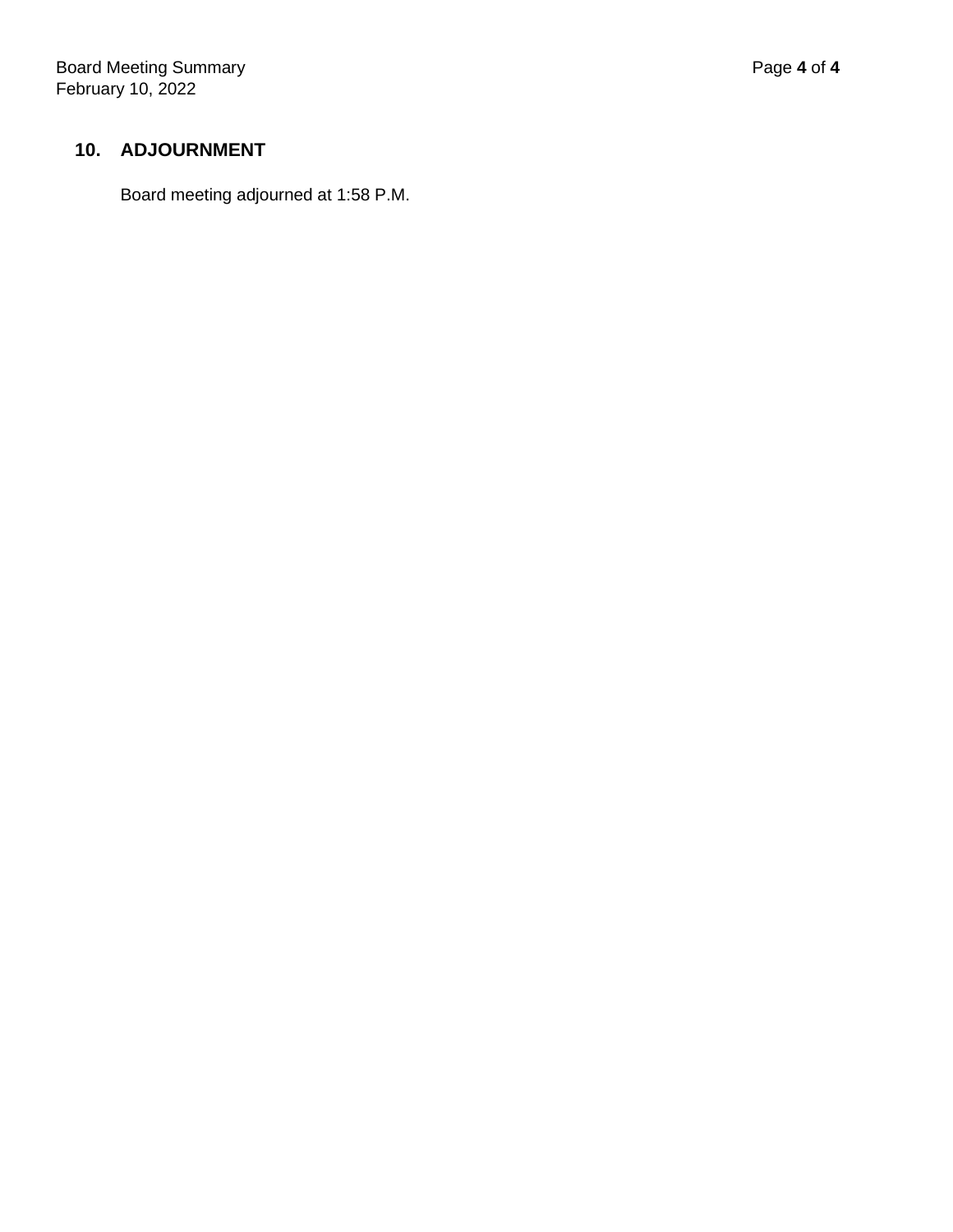## 10. ADJOURNMENT

Board meeting adjourned at 1:58 P.M.